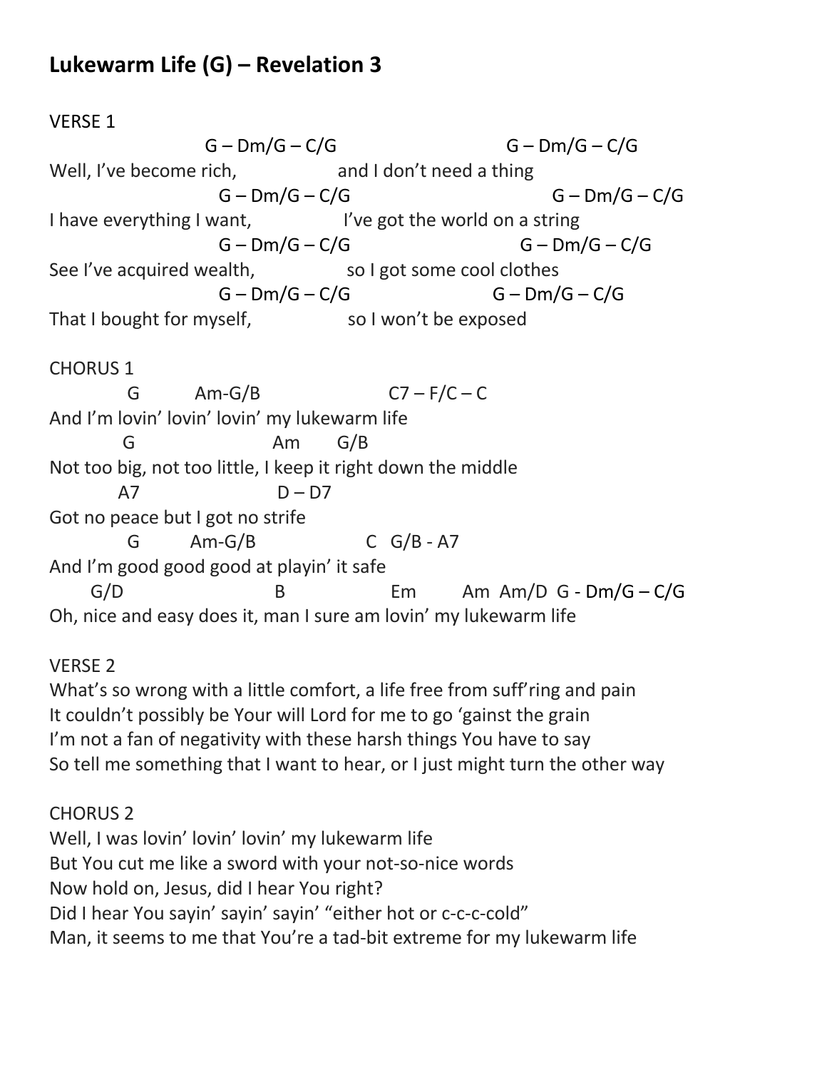## Lukewarm Life (G) – Revelation 3

VERSE 1

```
                      G – Dm/G – C/G                       G – Dm/G – C/G
Well, I've become rich,                  and I don't need a thing
                        G – Dm/G – C/G                            G – Dm/G – C/G
I have everything I want,                I've got the world on a string
                        G – Dm/G – C/G                       G – Dm/G – C/G
See I've acquired wealth,                so I got some cool clothes
                        G – Dm/G – C/G                  G – Dm/G – C/G
That I bought for myself,                so I won't be exposed
```

CHORUS 1

```
           G          Am-G/B                    C7 – F/C – C
And I'm lovin' lovin' lovin' my lukewarm life
           G                       Am       G/B
Not too big, not too little, I keep it right down the middle
          A7                       D – D7
Got no peace but I got no strife
            G         Am-G/B                 C   G/B - A7
And I'm good good good at playin' it safe
      G/D                          B                 Em        Am  Am/D  G - Dm/G – C/G
Oh, nice and easy does it, man I sure am lovin' my lukewarm life
```

VERSE 2

What's so wrong with a little comfort, a life free from suff'ring and pain
It couldn't possibly be Your will Lord for me to go 'gainst the grain
I'm not a fan of negativity with these harsh things You have to say
So tell me something that I want to hear, or I just might turn the other way

CHORUS 2

Well, I was lovin' lovin' lovin' my lukewarm life
But You cut me like a sword with your not-so-nice words
Now hold on, Jesus, did I hear You right?
Did I hear You sayin' sayin' sayin' "either hot or c-c-c-cold"
Man, it seems to me that You're a tad-bit extreme for my lukewarm life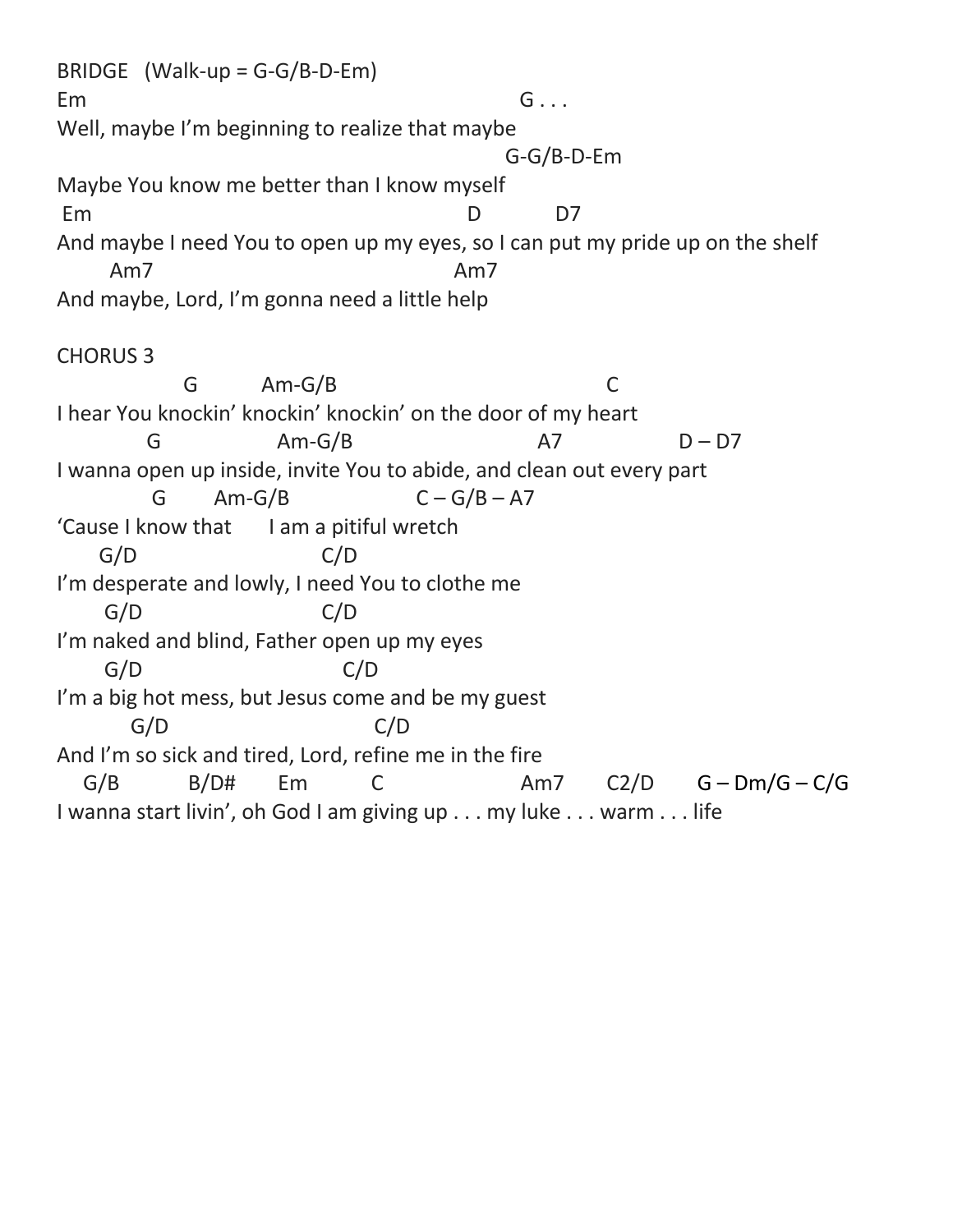BRIDGE   (Walk-up = G-G/B-D-Em)

```
Em                                                    G . . .
Well, maybe I'm beginning to realize that maybe
                                                     G-G/B-D-Em
Maybe You know me better than I know myself
 Em                                            D          D7
And maybe I need You to open up my eyes, so I can put my pride up on the shelf
      Am7                                 Am7
And maybe, Lord, I'm gonna need a little help
```

CHORUS 3

```
               G        Am-G/B                            C
I hear You knockin' knockin' knockin' on the door of my heart
           G               Am-G/B                    A7              D – D7
I wanna open up inside, invite You to abide, and clean out every part
           G      Am-G/B              C – G/B – A7
'Cause I know that    I am a pitiful wretch
     G/D                   C/D
I'm desperate and lowly, I need You to clothe me
      G/D                  C/D
I'm naked and blind, Father open up my eyes
      G/D                    C/D
I'm a big hot mess, but Jesus come and be my guest
         G/D                      C/D
And I'm so sick and tired, Lord, refine me in the fire
   G/B        B/D#      Em        C              Am7      C2/D      G – Dm/G – C/G
I wanna start livin', oh God I am giving up . . . my luke . . . warm . . . life
```